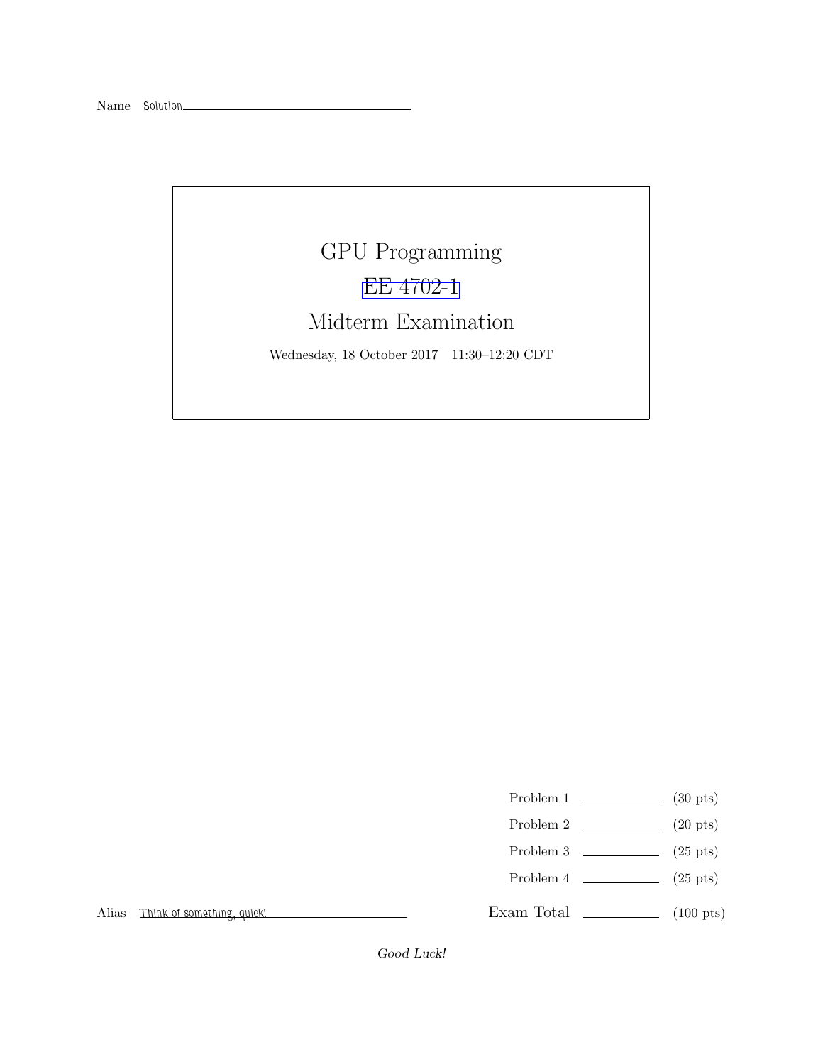Name Solution

# GPU Programming

## EE 4702-1

## Midterm Examination

Wednesday, 18 October 2017 11:30–12:20 CDT

| | | |
|---|---|---|
| Problem 1 | | (30 pts) |
| Problem 2 | | (20 pts) |
| Problem 3 | | (25 pts) |
| Problem 4 | | (25 pts) |
| Exam Total | | (100 pts) |

Alias Think of something, quick!

*Good Luck!*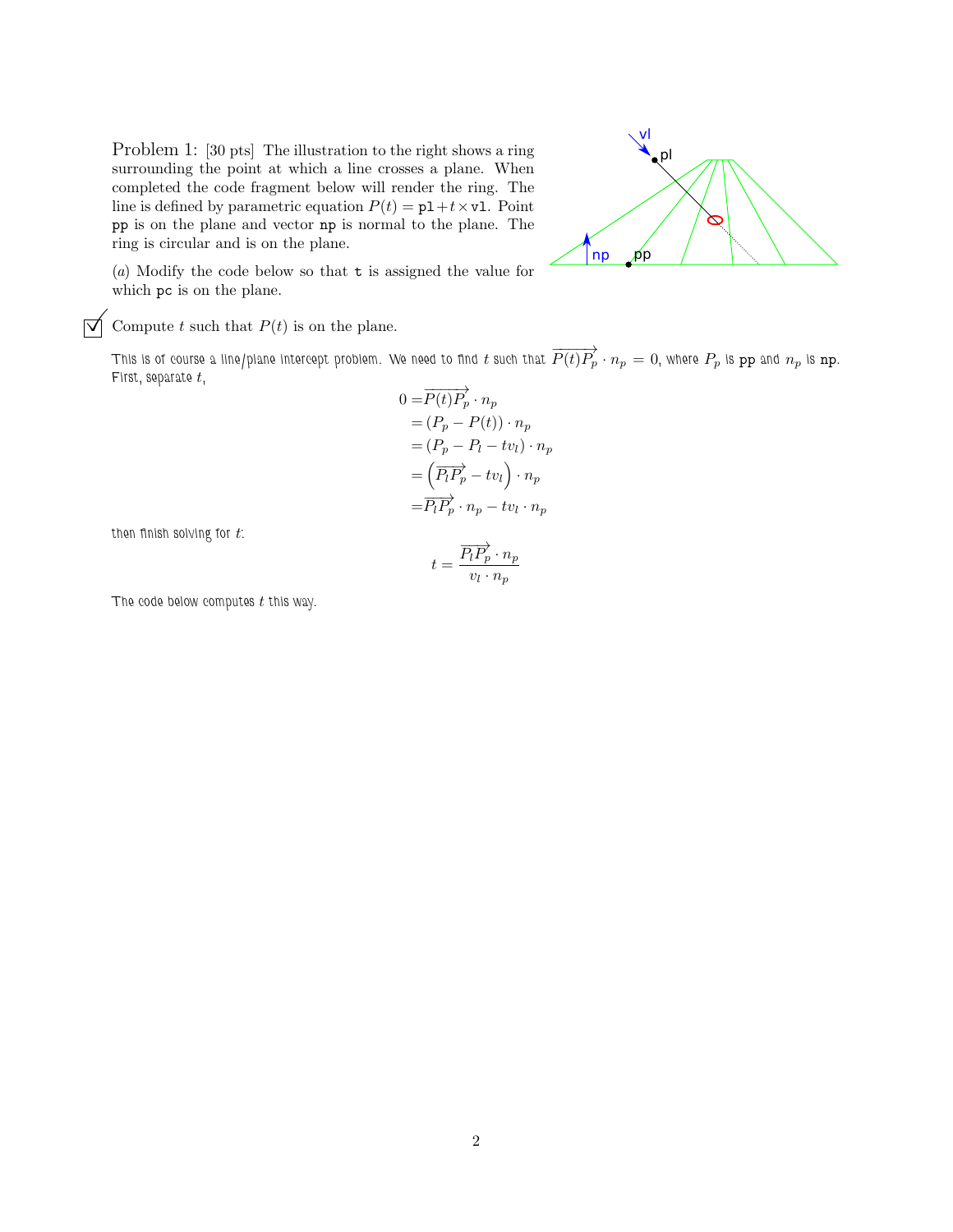**Problem 1:** [30 pts] The illustration to the right shows a ring surrounding the point at which a line crosses a plane. When completed the code fragment below will render the ring. The line is defined by parametric equation $P(t) = \texttt{pl} + t \times \texttt{vl}$. Point `pp` is on the plane and vector `np` is normal to the plane. The ring is circular and is on the plane.

(*a*) Modify the code below so that `t` is assigned the value for which `pc` is on the plane.

☑ Compute $t$ such that $P(t)$ is on the plane.

This is of course a line/plane intercept problem. We need to find $t$ such that $\overrightarrow{P(t)P_p} \cdot n_p = 0$, where $P_p$ is `pp` and $n_p$ is `np`. First, separate $t$,

$$
\begin{aligned}
0 &= \overrightarrow{P(t)P_p} \cdot n_p \\
&= (P_p - P(t)) \cdot n_p \\
&= (P_p - P_l - tv_l) \cdot n_p \\
&= \left(\overrightarrow{P_l P_p} - tv_l\right) \cdot n_p \\
&= \overrightarrow{P_l P_p} \cdot n_p - tv_l \cdot n_p
\end{aligned}
$$

then finish solving for $t$:

$$
t = \frac{\overrightarrow{P_l P_p} \cdot n_p}{v_l \cdot n_p}
$$

The code below computes $t$ this way.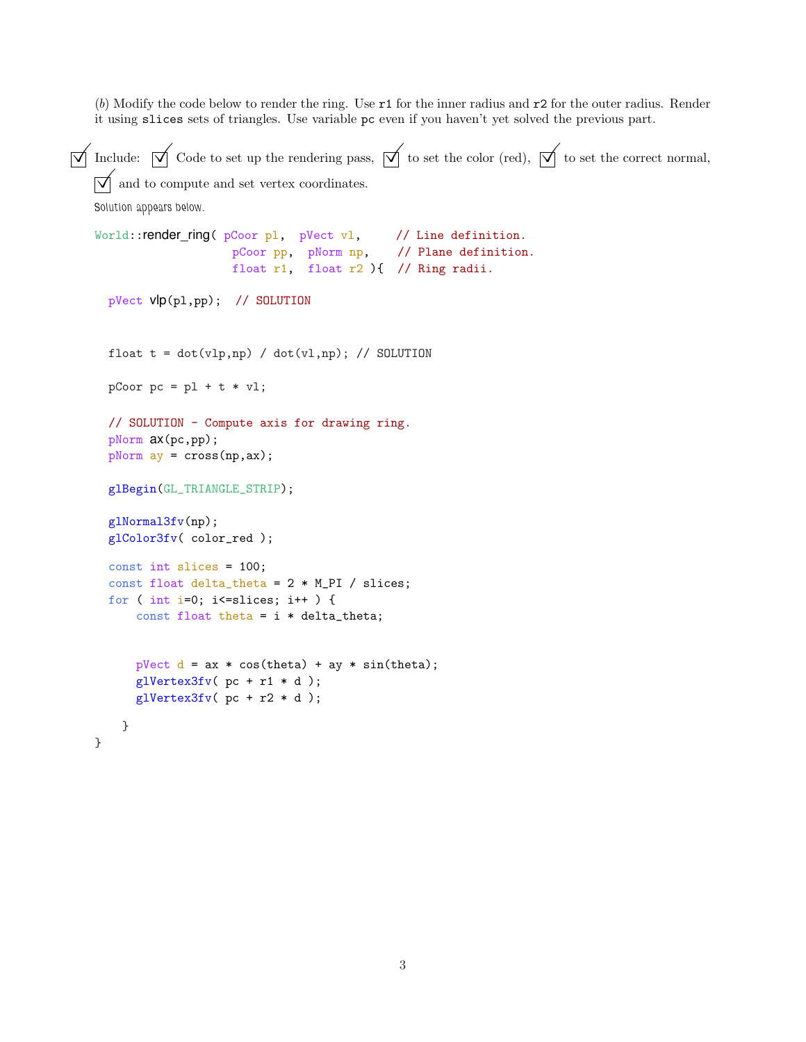(*b*) Modify the code below to render the ring. Use `r1` for the inner radius and `r2` for the outer radius. Render it using `slices` sets of triangles. Use variable `pc` even if you haven't yet solved the previous part.

☑ Include: ☑ Code to set up the rendering pass, ☑ to set the color (red), ☑ to set the correct normal, ☑ and to compute and set vertex coordinates.

Solution appears below.

```
World::render_ring( pCoor pl,  pVect vl,     // Line definition.
                    pCoor pp,  pNorm np,     // Plane definition.
                    float r1,  float r2 ){  // Ring radii.

  pVect vlp(pl,pp);  // SOLUTION


  float t = dot(vlp,np) / dot(vl,np); // SOLUTION

  pCoor pc = pl + t * vl;

  // SOLUTION - Compute axis for drawing ring.
  pNorm ax(pc,pp);
  pNorm ay = cross(np,ax);

  glBegin(GL_TRIANGLE_STRIP);

  glNormal3fv(np);
  glColor3fv( color_red );

  const int slices = 100;
  const float delta_theta = 2 * M_PI / slices;
  for ( int i=0; i<=slices; i++ ) {
      const float theta = i * delta_theta;


      pVect d = ax * cos(theta) + ay * sin(theta);
      glVertex3fv( pc + r1 * d );
      glVertex3fv( pc + r2 * d );

    }
}
```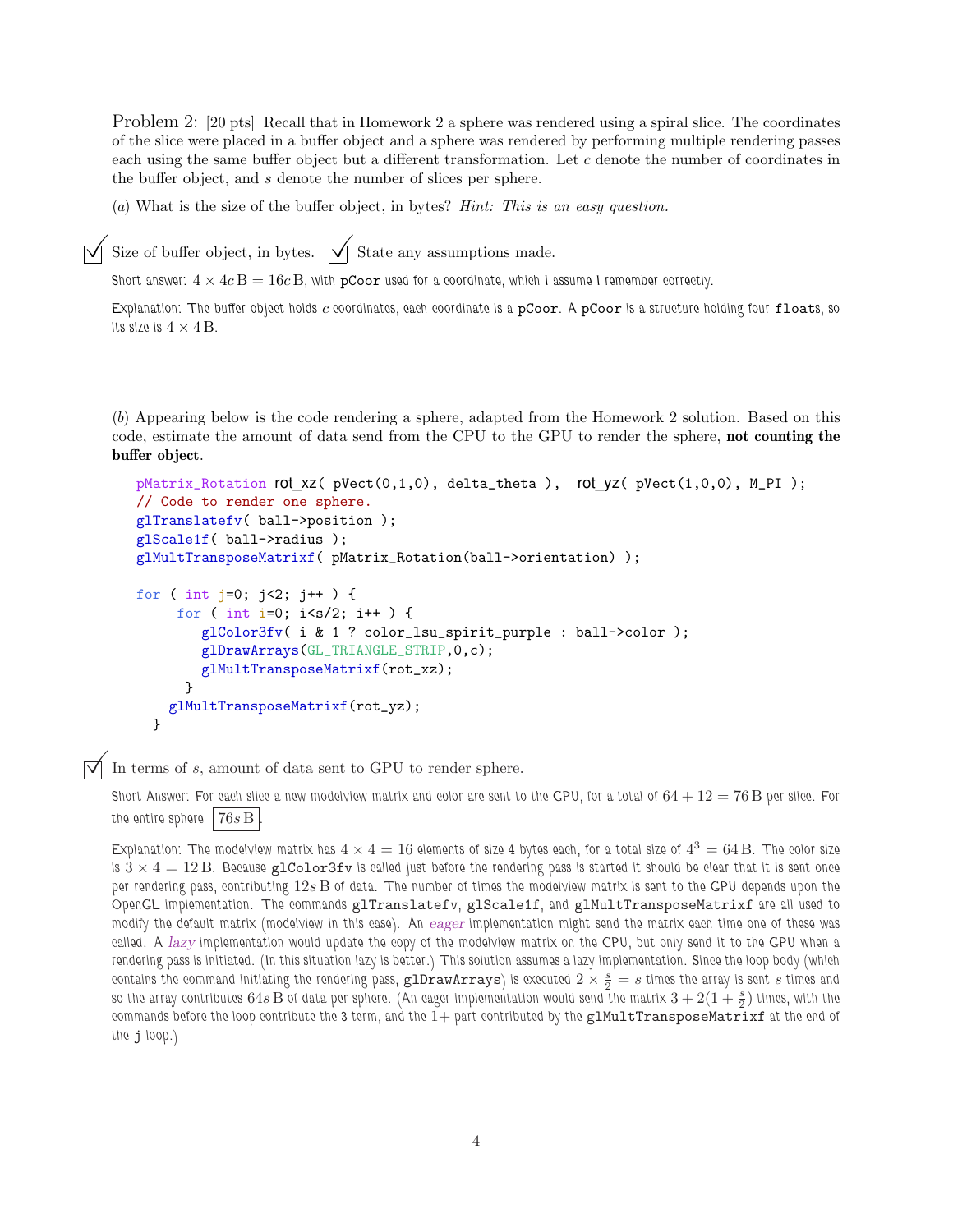Problem 2: [20 pts] Recall that in Homework 2 a sphere was rendered using a spiral slice. The coordinates of the slice were placed in a buffer object and a sphere was rendered by performing multiple rendering passes each using the same buffer object but a different transformation. Let $c$ denote the number of coordinates in the buffer object, and $s$ denote the number of slices per sphere.

(*a*) What is the size of the buffer object, in bytes? *Hint: This is an easy question.*

☑ Size of buffer object, in bytes. ☑ State any assumptions made.

Short answer: $4 \times 4c\,\text{B} = 16c\,\text{B}$, with `pCoor` used for a coordinate, which I assume I remember correctly.

Explanation: The buffer object holds $c$ coordinates, each coordinate is a `pCoor`. A `pCoor` is a structure holding four `float`s, so its size is $4 \times 4\,\text{B}$.

(*b*) Appearing below is the code rendering a sphere, adapted from the Homework 2 solution. Based on this code, estimate the amount of data send from the CPU to the GPU to render the sphere, **not counting the buffer object**.

```
pMatrix_Rotation rot_xz( pVect(0,1,0), delta_theta ),  rot_yz( pVect(1,0,0), M_PI );
// Code to render one sphere.
glTranslatefv( ball->position );
glScale1f( ball->radius );
glMultTransposeMatrixf( pMatrix_Rotation(ball->orientation) );

for ( int j=0; j<2; j++ ) {
     for ( int i=0; i<s/2; i++ ) {
         glColor3fv( i & 1 ? color_lsu_spirit_purple : ball->color );
         glDrawArrays(GL_TRIANGLE_STRIP,0,c);
         glMultTransposeMatrixf(rot_xz);
       }
    glMultTransposeMatrixf(rot_yz);
  }
```

☑ In terms of $s$, amount of data sent to GPU to render sphere.

Short Answer: For each slice a new modelview matrix and color are sent to the GPU, for a total of $64 + 12 = 76\,\text{B}$ per slice. For the entire sphere $\boxed{76s\,\text{B}}$.

Explanation: The modelview matrix has $4 \times 4 = 16$ elements of size 4 bytes each, for a total size of $4^3 = 64\,\text{B}$. The color size is $3 \times 4 = 12\,\text{B}$. Because `glColor3fv` is called just before the rendering pass is started it should be clear that it is sent once per rendering pass, contributing $12s\,\text{B}$ of data. The number of times the modelview matrix is sent to the GPU depends upon the OpenGL implementation. The commands `glTranslatefv`, `glScale1f`, and `glMultTransposeMatrixf` are all used to modify the default matrix (modelview in this case). An *eager* implementation might send the matrix each time one of these was called. A *lazy* implementation would update the copy of the modelview matrix on the CPU, but only send it to the GPU when a rendering pass is initiated. (In this situation lazy is better.) This solution assumes a lazy implementation. Since the loop body (which contains the command initiating the rendering pass, `glDrawArrays`) is executed $2 \times \frac{s}{2} = s$ times the array is sent $s$ times and so the array contributes $64s\,\text{B}$ of data per sphere. (An eager implementation would send the matrix $3 + 2(1 + \frac{s}{2})$ times, with the commands before the loop contribute the 3 term, and the 1+ part contributed by the `glMultTransposeMatrixf` at the end of the `j` loop.)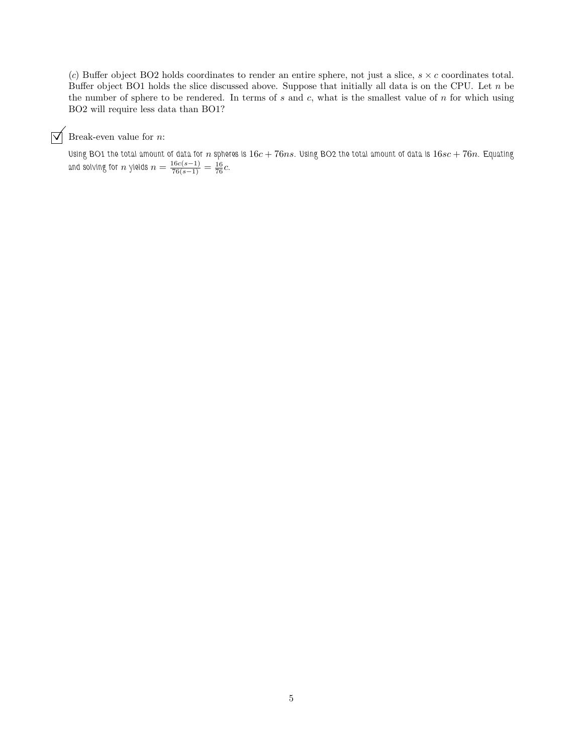(*c*) Buffer object BO2 holds coordinates to render an entire sphere, not just a slice, $s \times c$ coordinates total. Buffer object BO1 holds the slice discussed above. Suppose that initially all data is on the CPU. Let $n$ be the number of sphere to be rendered. In terms of $s$ and $c$, what is the smallest value of $n$ for which using BO2 will require less data than BO1?

☑ Break-even value for $n$:

Using BO1 the total amount of data for $n$ spheres is $16c + 76ns$. Using BO2 the total amount of data is $16sc + 76n$. Equating and solving for $n$ yields $n = \frac{16c(s-1)}{76(s-1)} = \frac{16}{76}c$.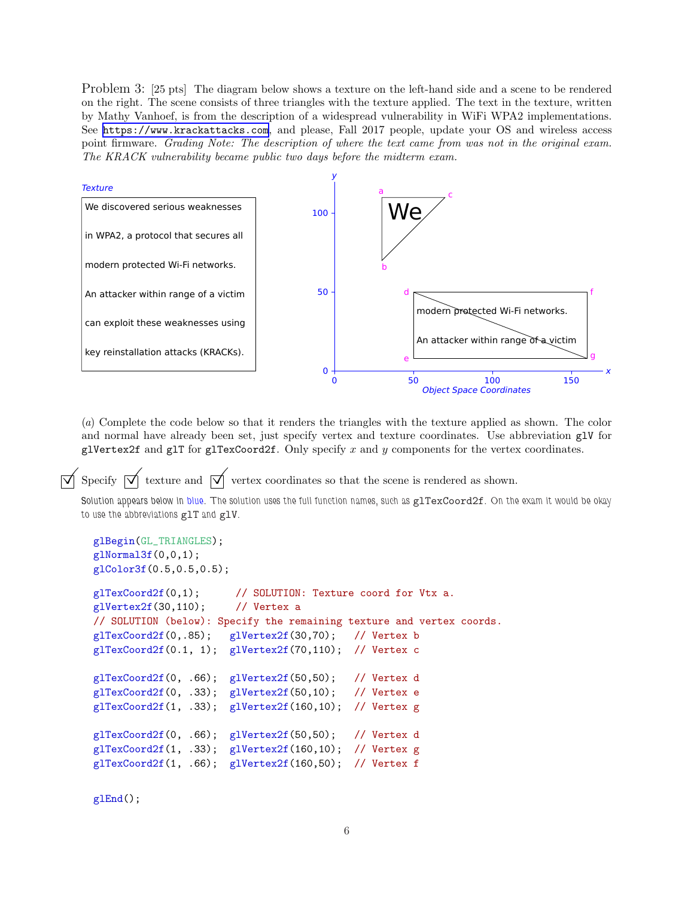Problem 3: [25 pts] The diagram below shows a texture on the left-hand side and a scene to be rendered on the right. The scene consists of three triangles with the texture applied. The text in the texture, written by Mathy Vanhoef, is from the description of a widespread vulnerability in WiFi WPA2 implementations. See https://www.krackattacks.com, and please, Fall 2017 people, update your OS and wireless access point firmware. *Grading Note: The description of where the text came from was not in the original exam. The KRACK vulnerability became public two days before the midterm exam.*

Texture:

We discovered serious weaknesses

in WPA2, a protocol that secures all

modern protected Wi-Fi networks.

An attacker within range of a victim

can exploit these weaknesses using

key reinstallation attacks (KRACKs).

Object Space Coordinates (scene): triangle a, b, c with "We"; rectangle d, e, g, f split by a diagonal, showing "modern protected Wi-Fi networks." and "An attacker within range of a victim".

(*a*) Complete the code below so that it renders the triangles with the texture applied as shown. The color and normal have already been set, just specify vertex and texture coordinates. Use abbreviation `glV` for `glVertex2f` and `glT` for `glTexCoord2f`. Only specify $x$ and $y$ components for the vertex coordinates.

☑ Specify ☑ texture and ☑ vertex coordinates so that the scene is rendered as shown.

Solution appears below in blue. The solution uses the full function names, such as `glTexCoord2f`. On the exam it would be okay to use the abbreviations `glT` and `glV`.

```
glBegin(GL_TRIANGLES);
glNormal3f(0,0,1);
glColor3f(0.5,0.5,0.5);

glTexCoord2f(0,1);       // SOLUTION: Texture coord for Vtx a.
glVertex2f(30,110);      // Vertex a
// SOLUTION (below): Specify the remaining texture and vertex coords.
glTexCoord2f(0,.85);   glVertex2f(30,70);    // Vertex b
glTexCoord2f(0.1, 1);  glVertex2f(70,110);   // Vertex c

glTexCoord2f(0, .66);  glVertex2f(50,50);    // Vertex d
glTexCoord2f(0, .33);  glVertex2f(50,10);    // Vertex e
glTexCoord2f(1, .33);  glVertex2f(160,10);   // Vertex g

glTexCoord2f(0, .66);  glVertex2f(50,50);    // Vertex d
glTexCoord2f(1, .33);  glVertex2f(160,10);   // Vertex g
glTexCoord2f(1, .66);  glVertex2f(160,50);   // Vertex f

glEnd();
```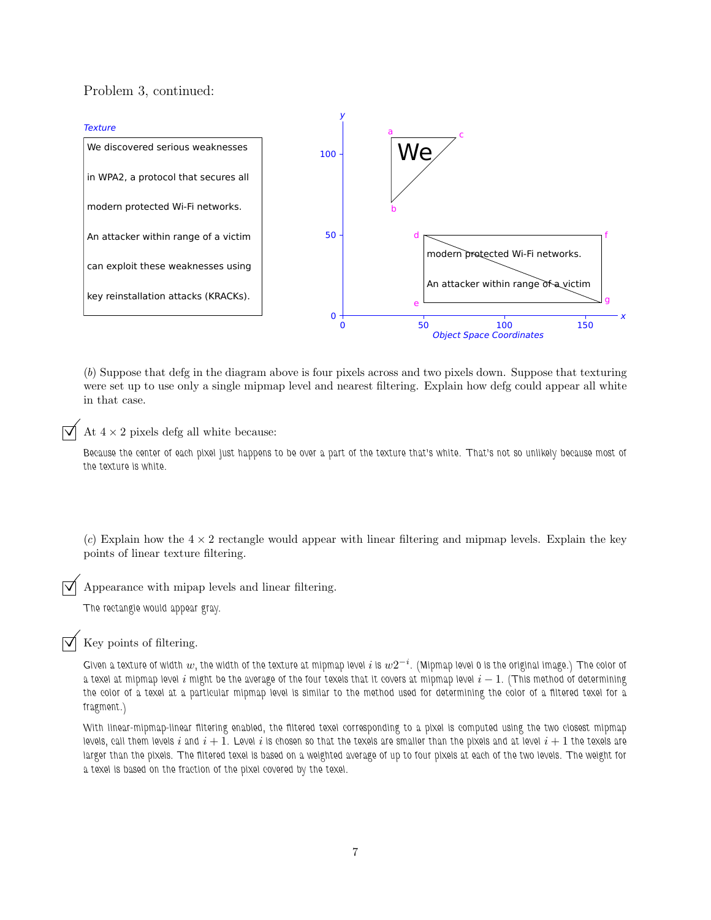Problem 3, continued:

*Texture*

We discovered serious weaknesses

in WPA2, a protocol that secures all

modern protected Wi-Fi networks.

An attacker within range of a victim

can exploit these weaknesses using

key reinstallation attacks (KRACKs).

*Object Space Coordinates*

(*b*) Suppose that defg in the diagram above is four pixels across and two pixels down. Suppose that texturing were set up to use only a single mipmap level and nearest filtering. Explain how defg could appear all white in that case.

☑ At $4 \times 2$ pixels defg all white because:

Because the center of each pixel just happens to be over a part of the texture that's white. That's not so unlikely because most of the texture is white.

(*c*) Explain how the $4 \times 2$ rectangle would appear with linear filtering and mipmap levels. Explain the key points of linear texture filtering.

☑ Appearance with mipap levels and linear filtering.

The rectangle would appear gray.

☑ Key points of filtering.

Given a texture of width $w$, the width of the texture at mipmap level $i$ is $w2^{-i}$. (Mipmap level 0 is the original image.) The color of a texel at mipmap level $i$ might be the average of the four texels that it covers at mipmap level $i-1$. (This method of determining the color of a texel at a particular mipmap level is similar to the method used for determining the color of a filtered texel for a fragment.)

With linear-mipmap-linear filtering enabled, the filtered texel corresponding to a pixel is computed using the two closest mipmap levels, call them levels $i$ and $i+1$. Level $i$ is chosen so that the texels are smaller than the pixels and at level $i+1$ the texels are larger than the pixels. The filtered texel is based on a weighted average of up to four pixels at each of the two levels. The weight for a texel is based on the fraction of the pixel covered by the texel.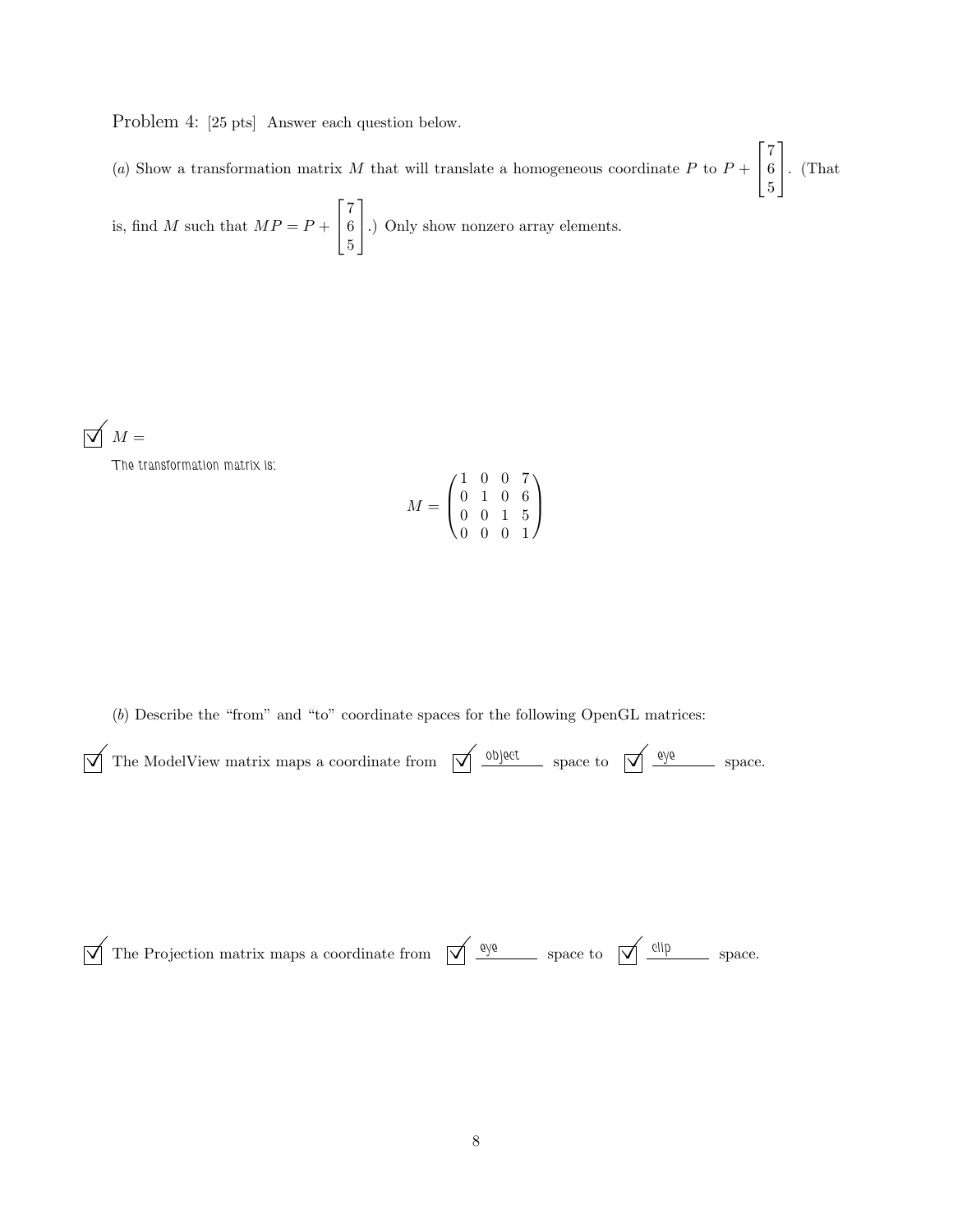Problem 4: [25 pts] Answer each question below.

(*a*) Show a transformation matrix $M$ that will translate a homogeneous coordinate $P$ to $P + \begin{bmatrix} 7 \\ 6 \\ 5 \end{bmatrix}$. (That is, find $M$ such that $MP = P + \begin{bmatrix} 7 \\ 6 \\ 5 \end{bmatrix}$.) Only show nonzero array elements.

☑ $M =$

The transformation matrix is:

$$M = \begin{pmatrix} 1 & 0 & 0 & 7 \\ 0 & 1 & 0 & 6 \\ 0 & 0 & 1 & 5 \\ 0 & 0 & 0 & 1 \end{pmatrix}$$

(*b*) Describe the "from" and "to" coordinate spaces for the following OpenGL matrices:

☑ The ModelView matrix maps a coordinate from ☑ object space to ☑ eye space.

☑ The Projection matrix maps a coordinate from ☑ eye space to ☑ clip space.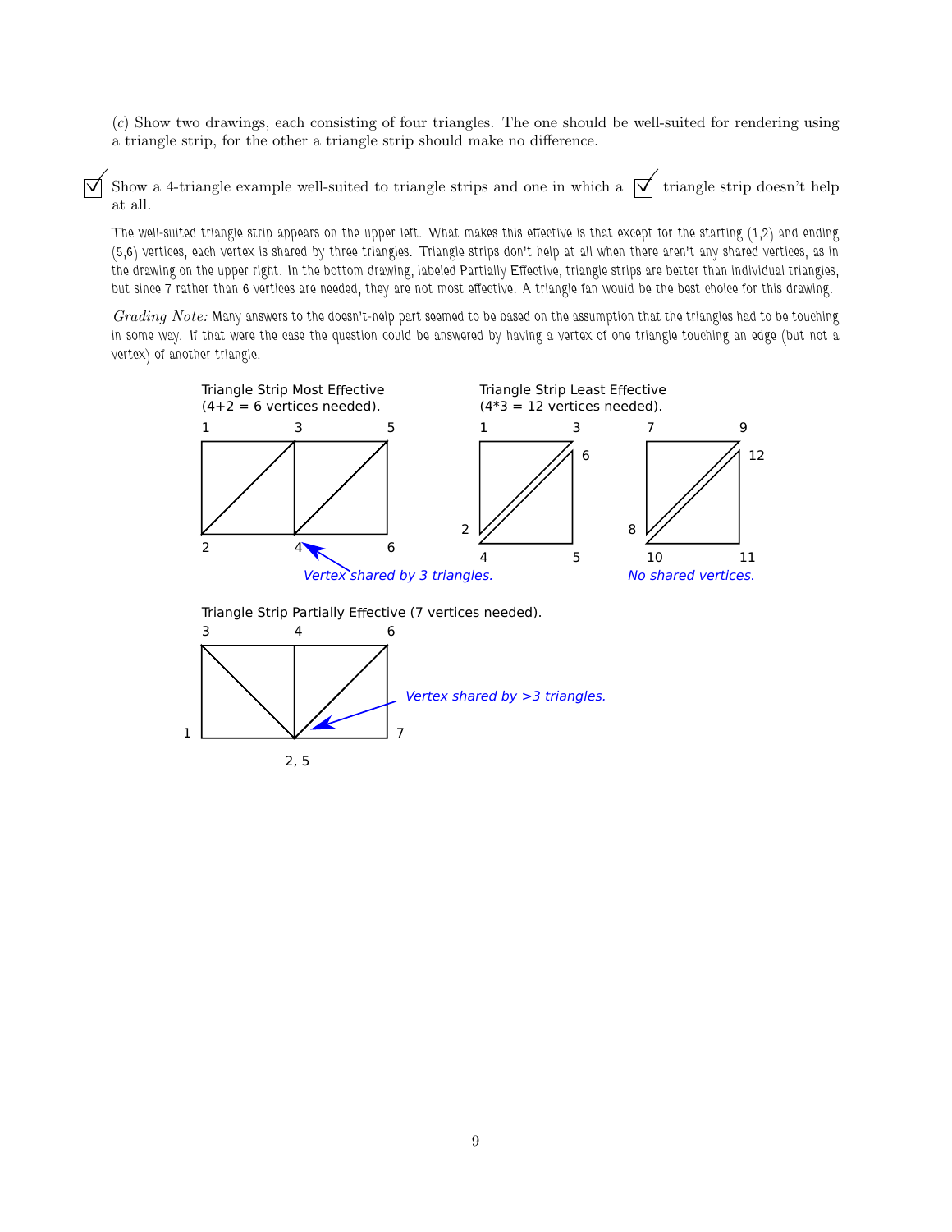(*c*) Show two drawings, each consisting of four triangles. The one should be well-suited for rendering using a triangle strip, for the other a triangle strip should make no difference.

☑ Show a 4-triangle example well-suited to triangle strips and one in which a ☑ triangle strip doesn't help at all.

The well-suited triangle strip appears on the upper left. What makes this effective is that except for the starting (1,2) and ending (5,6) vertices, each vertex is shared by three triangles. Triangle strips don't help at all when there aren't any shared vertices, as in the drawing on the upper right. In the bottom drawing, labeled Partially Effective, triangle strips are better than individual triangles, but since 7 rather than 6 vertices are needed, they are not most effective. A triangle fan would be the best choice for this drawing.

*Grading Note:* Many answers to the doesn't-help part seemed to be based on the assumption that the triangles had to be touching in some way. If that were the case the question could be answered by having a vertex of one triangle touching an edge (but not a vertex) of another triangle.

Triangle Strip Most Effective (4+2 = 6 vertices needed).

Vertex shared by 3 triangles.

Triangle Strip Least Effective (4*3 = 12 vertices needed).

No shared vertices.

Triangle Strip Partially Effective (7 vertices needed).

Vertex shared by >3 triangles.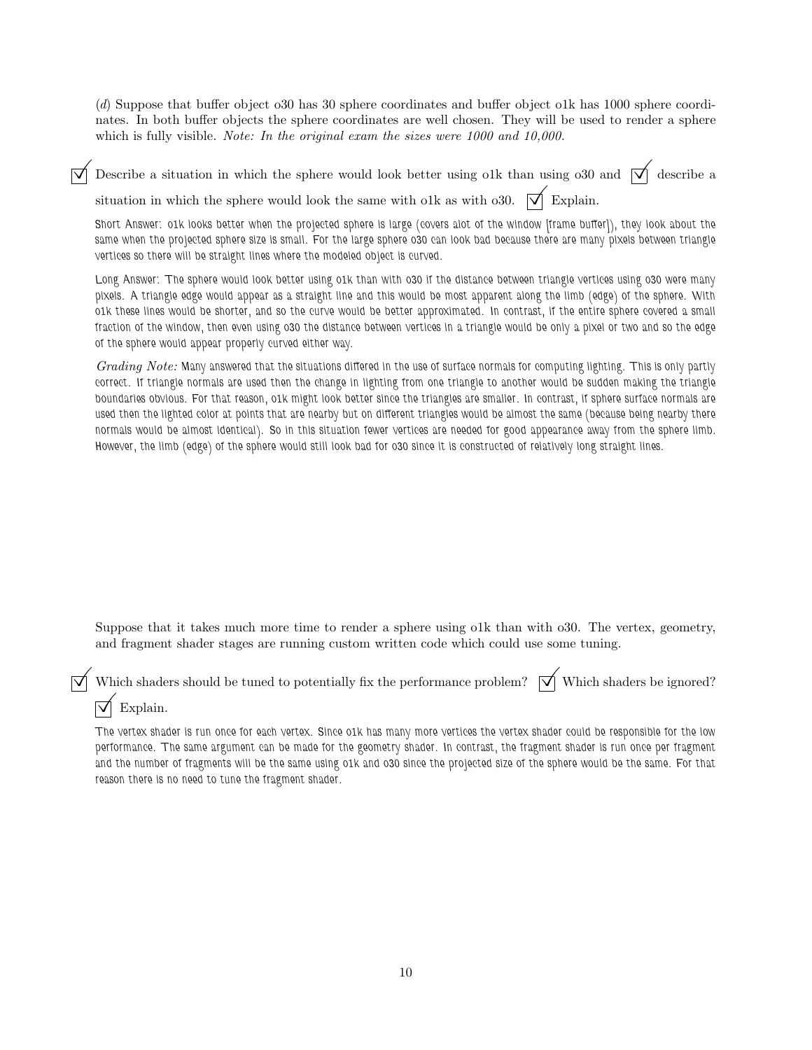(*d*) Suppose that buffer object o30 has 30 sphere coordinates and buffer object o1k has 1000 sphere coordinates. In both buffer objects the sphere coordinates are well chosen. They will be used to render a sphere which is fully visible. *Note: In the original exam the sizes were 1000 and 10,000.*

☑ Describe a situation in which the sphere would look better using o1k than using o30 and ☑ describe a situation in which the sphere would look the same with o1k as with o30. ☑ Explain.

Short Answer: o1k looks better when the projected sphere is large (covers alot of the window [frame buffer]), they look about the same when the projected sphere size is small. For the large sphere o30 can look bad because there are many pixels between triangle vertices so there will be straight lines where the modeled object is curved.

Long Answer: The sphere would look better using o1k than with o30 if the distance between triangle vertices using o30 were many pixels. A triangle edge would appear as a straight line and this would be most apparent along the limb (edge) of the sphere. With o1k these lines would be shorter, and so the curve would be better approximated. In contrast, if the entire sphere covered a small fraction of the window, then even using o30 the distance between vertices in a triangle would be only a pixel or two and so the edge of the sphere would appear properly curved either way.

*Grading Note:* Many answered that the situations differed in the use of surface normals for computing lighting. This is only partly correct. If triangle normals are used then the change in lighting from one triangle to another would be sudden making the triangle boundaries obvious. For that reason, o1k might look better since the triangles are smaller. In contrast, if sphere surface normals are used then the lighted color at points that are nearby but on different triangles would be almost the same (because being nearby there normals would be almost identical). So in this situation fewer vertices are needed for good appearance away from the sphere limb. However, the limb (edge) of the sphere would still look bad for o30 since it is constructed of relatively long straight lines.

Suppose that it takes much more time to render a sphere using o1k than with o30. The vertex, geometry, and fragment shader stages are running custom written code which could use some tuning.

☑ Which shaders should be tuned to potentially fix the performance problem? ☑ Which shaders be ignored? ☑ Explain.

The vertex shader is run once for each vertex. Since o1k has many more vertices the vertex shader could be responsible for the low performance. The same argument can be made for the geometry shader. In contrast, the fragment shader is run once per fragment and the number of fragments will be the same using o1k and o30 since the projected size of the sphere would be the same. For that reason there is no need to tune the fragment shader.